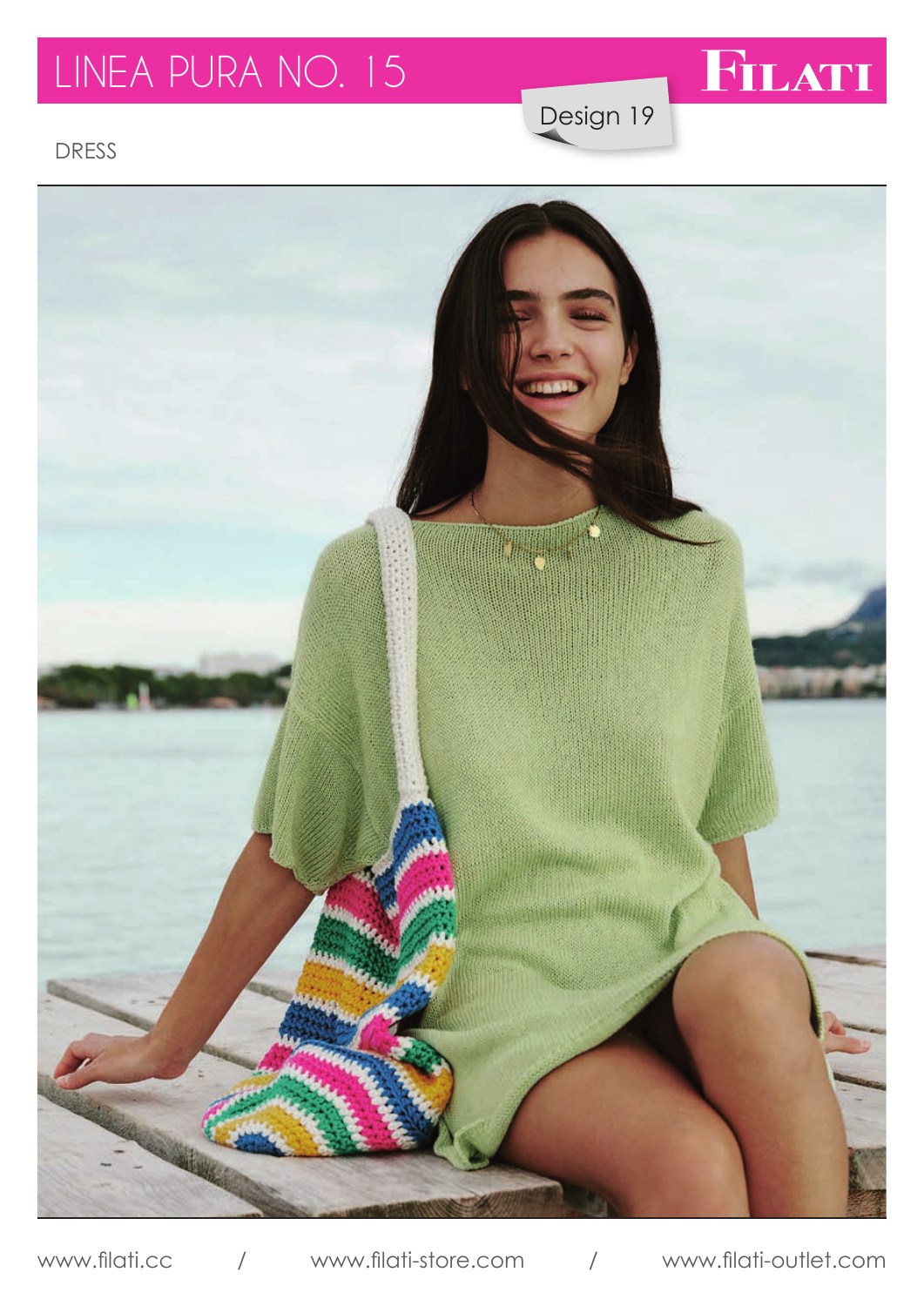# LINEA PURA NO. 15

FILATI

Design 19

DRESS

www.filati.cc / www.filati-store.com / www.filati-outlet.com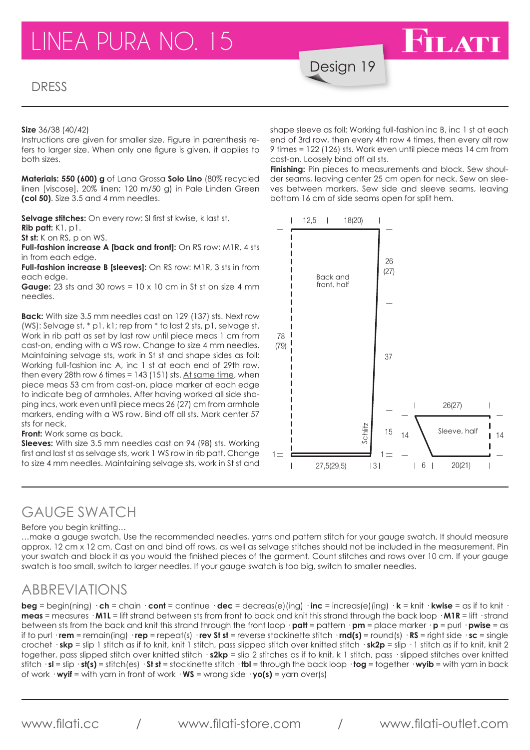# LINEA PURA NO. 15

Design 19

## DRESS

**Size** 36/38 (40/42)
Instructions are given for smaller size. Figure in parenthesis refers to larger size. When only one figure is given, it applies to both sizes.

**Materials: 550 (600) g** of Lana Grossa **Solo Lino** (80% recycled linen [viscose], 20% linen; 120 m/50 g) in Pale Linden Green **(col 50)**. Size 3.5 and 4 mm needles.

**Selvage stitches:** On every row: Sl first st kwise, k last st.
**Rib patt:** K1, p1.
**St st:** K on RS, p on WS.
**Full-fashion increase A [back and front]:** On RS row: M1R, 4 sts in from each edge.
**Full-fashion increase B [sleeves]:** On RS row: M1R, 3 sts in from each edge.
**Gauge:** 23 sts and 30 rows = 10 x 10 cm in St st on size 4 mm needles.

**Back:** With size 3.5 mm needles cast on 129 (137) sts. Next row (WS): Selvage st, * p1, k1; rep from * to last 2 sts, p1, selvage st. Work in rib patt as set by last row until piece meas 1 cm from cast-on, ending with a WS row. Change to size 4 mm needles. Maintaining selvage sts, work in St st and shape sides as foll: Working full-fashion inc A, inc 1 st at each end of 29th row, then every 28th row 6 times = 143 (151) sts. At same time, when piece meas 53 cm from cast-on, place marker at each edge to indicate beg of armholes. After having worked all side shaping incs, work even until piece meas 26 (27) cm from armhole markers, ending with a WS row. Bind off all sts. Mark center 57 sts for neck.
**Front:** Work same as back.
**Sleeves:** With size 3.5 mm needles cast on 94 (98) sts. Working first and last st as selvage sts, work 1 WS row in rib patt. Change to size 4 mm needles. Maintaining selvage sts, work in St st and shape sleeve as foll: Working full-fashion inc B, inc 1 st at each end of 3rd row, then every 4th row 4 times, then every alt row 9 times = 122 (126) sts. Work even until piece meas 14 cm from cast-on. Loosely bind off all sts.
**Finishing:** Pin pieces to measurements and block. Sew shoulder seams, leaving center 25 cm open for neck. Sew on sleeves between markers. Sew side and sleeve seams, leaving bottom 16 cm of side seams open for split hem.

12,5
18(20)
26
(27)
Back and
front, half
78
(79)
37
26(27)
Schlitz
15
14
Sleeve, half
14
1
1
27,5(29,5)
3
6
20(21)

## GAUGE SWATCH

Before you begin knitting…
…make a gauge swatch. Use the recommended needles, yarns and pattern stitch for your gauge swatch. It should measure approx. 12 cm x 12 cm. Cast on and bind off rows, as well as selvage stitches should not be included in the measurement. Pin your swatch and block it as you would the finished pieces of the garment. Count stitches and rows over 10 cm. If your gauge swatch is too small, switch to larger needles. If your gauge swatch is too big, switch to smaller needles.

## ABBREVIATIONS

**beg** = begin(ning) · **ch** = chain · **cont** = continue · **dec** = decreas(e)(ing) · **inc** = increas(e)(ing) · **k** = knit · **kwise** = as if to knit · **meas** = measures · **M1L** = lift strand between sts from front to back and knit this strand through the back loop · **M1R** = lift · strand between sts from the back and knit this strand through the front loop · **patt** = pattern · **pm** = place marker · **p** = purl · **pwise** = as if to purl · **rem** = remain(ing) · **rep** = repeat(s) · **rev St st** = reverse stockinette stitch · **rnd(s)** = round(s) · **RS** = right side · **sc** = single crochet · **skp** = slip 1 stitch as if to knit, knit 1 stitch, pass slipped stitch over knitted stitch · **sk2p** = slip · 1 stitch as if to knit, knit 2 together, pass slipped stitch over knitted stitch · **s2kp** = slip 2 stitches as if to knit, k 1 stitch, pass · slipped stitches over knitted stitch · **sl** = slip · **st(s)** = stitch(es) · **St st** = stockinette stitch · **tbl** = through the back loop · **tog** = together · **wyib** = with yarn in back of work · **wyif** = with yarn in front of work · **WS** = wrong side · **yo(s)** = yarn over(s)

www.filati.cc / www.filati-store.com / www.filati-outlet.com